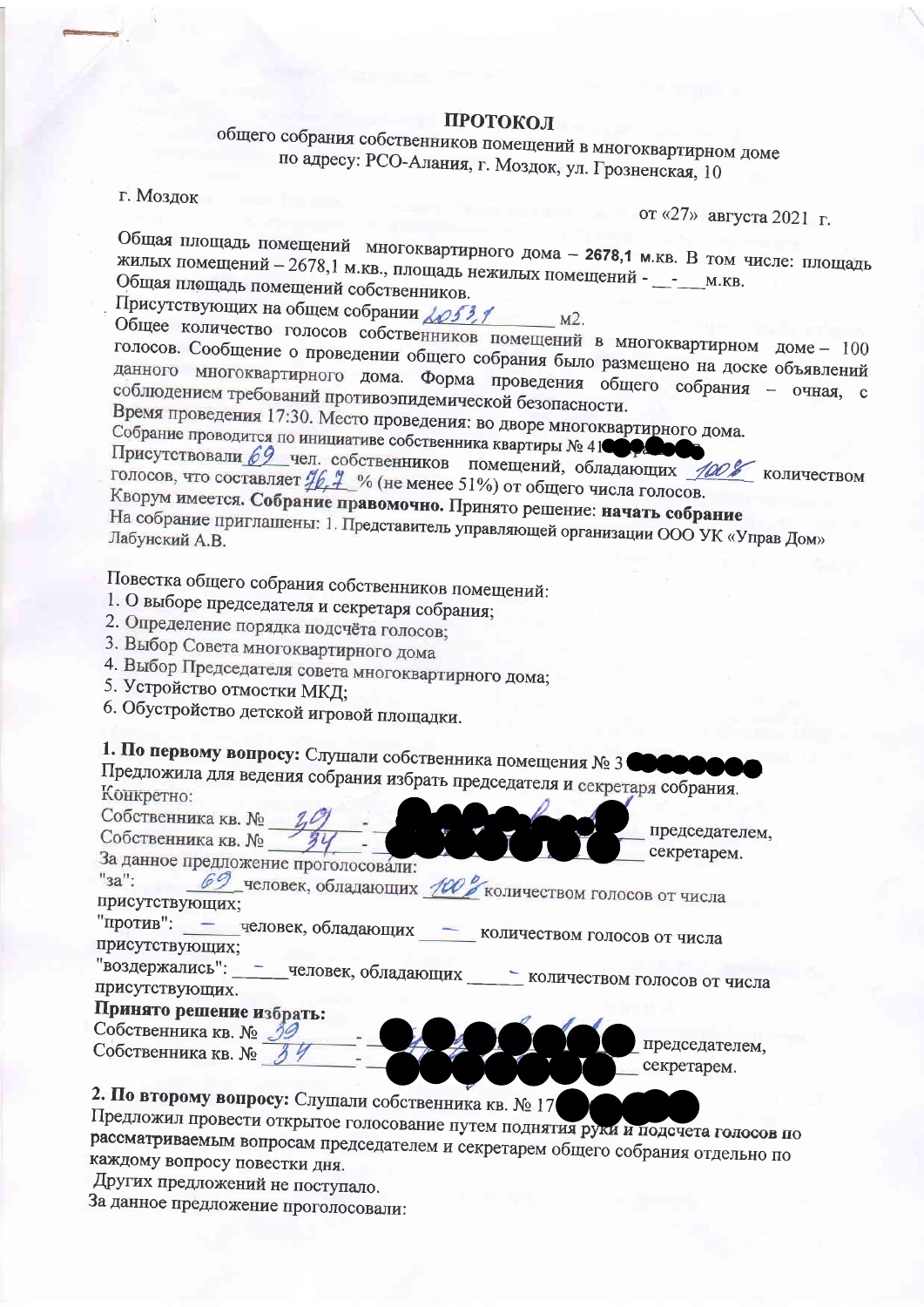**ПРОТОКОЛ**

общего собрания собственников помещений в многоквартирном доме
по адресу: РСО-Алания, г. Моздок, ул. Грозненская, 10

г. Моздок

от «27» августа 2021 г.

Общая площадь помещений многоквартирного дома – **2678,1 м.кв.** В том числе: площадь жилых помещений – 2678,1 м.кв., площадь нежилых помещений - \_\_-\_\_м.кв.
Общая площадь помещений собственников.
Присутствующих на общем собрании 2053,1 м2.
Общее количество голосов собственников помещений в многоквартирном доме – 100 голосов. Сообщение о проведении общего собрания было размещено на доске объявлений данного многоквартирного дома. Форма проведения общего собрания – очная, с соблюдением требований противоэпидемической безопасности.
Время проведения 17:30. Место проведения: во дворе многоквартирного дома.
Собрание проводится по инициативе собственника квартиры № 41
Присутствовали 69 чел. собственников помещений, обладающих 100% количеством голосов, что составляет 76,7 % (не менее 51%) от общего числа голосов.
Кворум имеется. **Собрание правомочно.** Принято решение: **начать собрание**
На собрание приглашены: 1. Представитель управляющей организации ООО УК «Управ Дом» Лабунский А.В.

Повестка общего собрания собственников помещений:

1. О выборе председателя и секретаря собрания;
2. Определение порядка подсчёта голосов;
3. Выбор Совета многоквартирного дома
4. Выбор Председателя совета многоквартирного дома;
5. Устройство отмостки МКД;
6. Обустройство детской игровой площадки.

**1. По первому вопросу:** Слушали собственника помещения № 3
Предложила для ведения собрания избрать председателя и секретаря собрания.
Конкретно:
Собственника кв. № 39 - председателем,
Собственника кв. № 34 - секретарем.
За данное предложение проголосовали:
"за": 69 человек, обладающих 100% количеством голосов от числа присутствующих;
"против": – человек, обладающих – количеством голосов от числа присутствующих;
"воздержались": – человек, обладающих – количеством голосов от числа присутствующих.
**Принято решение избрать:**
Собственника кв. № 39 - председателем,
Собственника кв. № 34 - секретарем.

**2. По второму вопросу:** Слушали собственника кв. № 17
Предложил провести открытое голосование путем поднятия руки и подсчета голосов по рассматриваемым вопросам председателем и секретарем общего собрания отдельно по каждому вопросу повестки дня.
Других предложений не поступало.
За данное предложение проголосовали: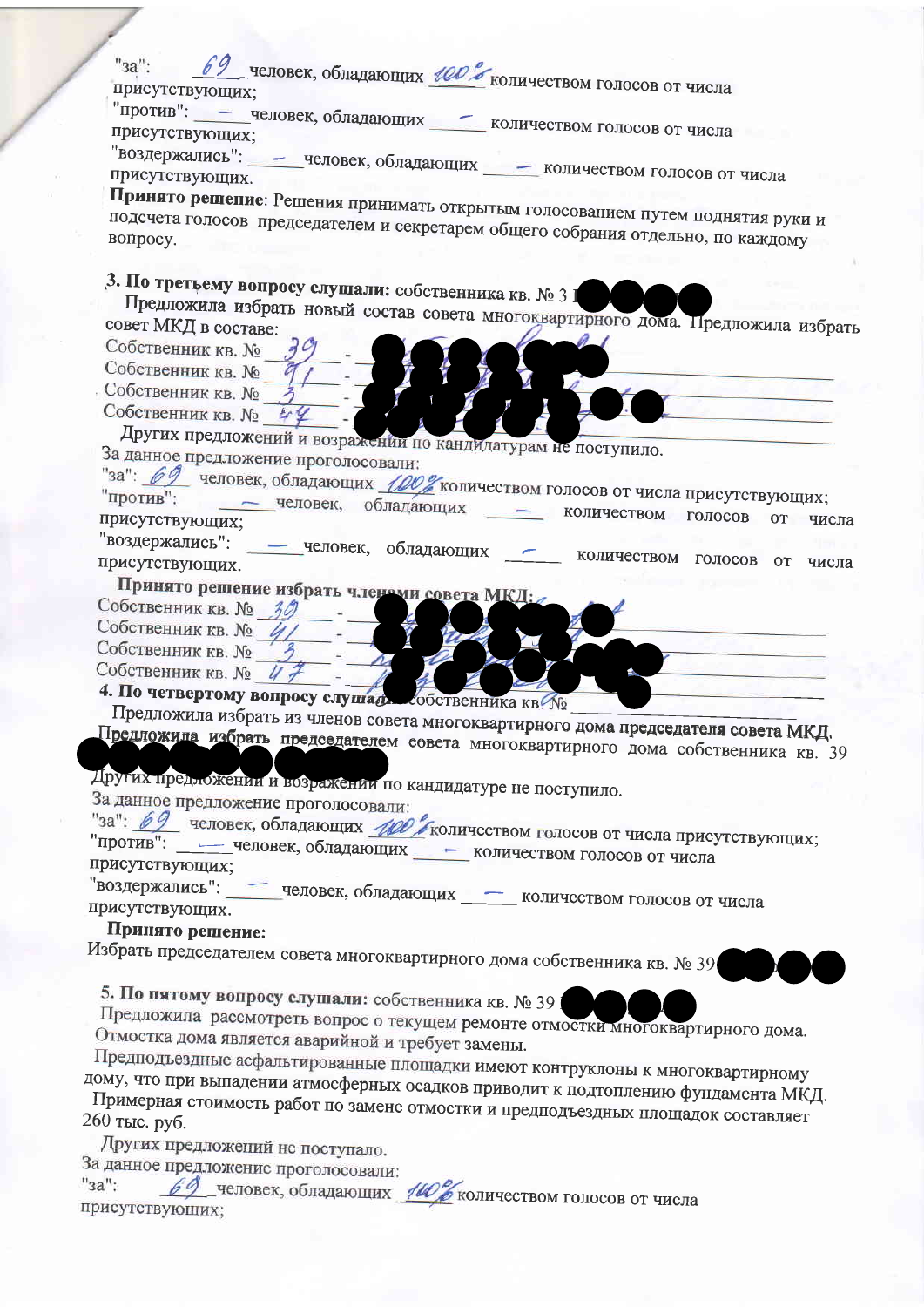"за": 69 человек, обладающих 100% количеством голосов от числа присутствующих;

"против": — человек, обладающих — количеством голосов от числа присутствующих;

"воздержались": — человек, обладающих — количеством голосов от числа присутствующих.

**Принято решение**: Решения принимать открытым голосованием путем поднятия руки и подсчета голосов председателем и секретарем общего собрания отдельно, по каждому вопросу.

**3. По третьему вопросу слушали:** собственника кв. № 3

Предложила избрать новый состав совета многоквартирного дома. Предложила избрать совет МКД в составе:

Собственник кв. № 39 -

Собственник кв. № 41 -

Собственник кв. № 3 -

Собственник кв. № 47 -

Других предложений и возражений по кандидатурам не поступило.

За данное предложение проголосовали:

"за": 69 человек, обладающих 100% количеством голосов от числа присутствующих;

"против": — человек, обладающих — количеством голосов от числа присутствующих;

"воздержались": — человек, обладающих — количеством голосов от числа присутствующих.

**Принято решение избрать членами совета МКД:**

Собственник кв. № 39 -

Собственник кв. № 41 -

Собственник кв. № 3 -

Собственник кв. № 47 -

**4. По четвертому вопросу слушали:** собственника кв. №

Предложила избрать из членов совета многоквартирного дома председателя совета МКД. Предложила избрать председателем совета многоквартирного дома собственника кв. 39

Других предложений и возражений по кандидатуре не поступило.

За данное предложение проголосовали:

"за": 69 человек, обладающих 100% количеством голосов от числа присутствующих;

"против": — человек, обладающих — количеством голосов от числа присутствующих;

"воздержались": — человек, обладающих — количеством голосов от числа присутствующих.

**Принято решение:**

Избрать председателем совета многоквартирного дома собственника кв. № 39

**5. По пятому вопросу слушали:** собственника кв. № 39

Предложила рассмотреть вопрос о текущем ремонте отмостки многоквартирного дома. Отмостка дома является аварийной и требует замены.

Предподъездные асфальтированные площадки имеют контруклоны к многоквартирному дому, что при выпадении атмосферных осадков приводит к подтоплению фундамента МКД.

Примерная стоимость работ по замене отмостки и предподъездных площадок составляет 260 тыс. руб.

Других предложений не поступало.

За данное предложение проголосовали:

"за": 69 человек, обладающих 100% количеством голосов от числа присутствующих;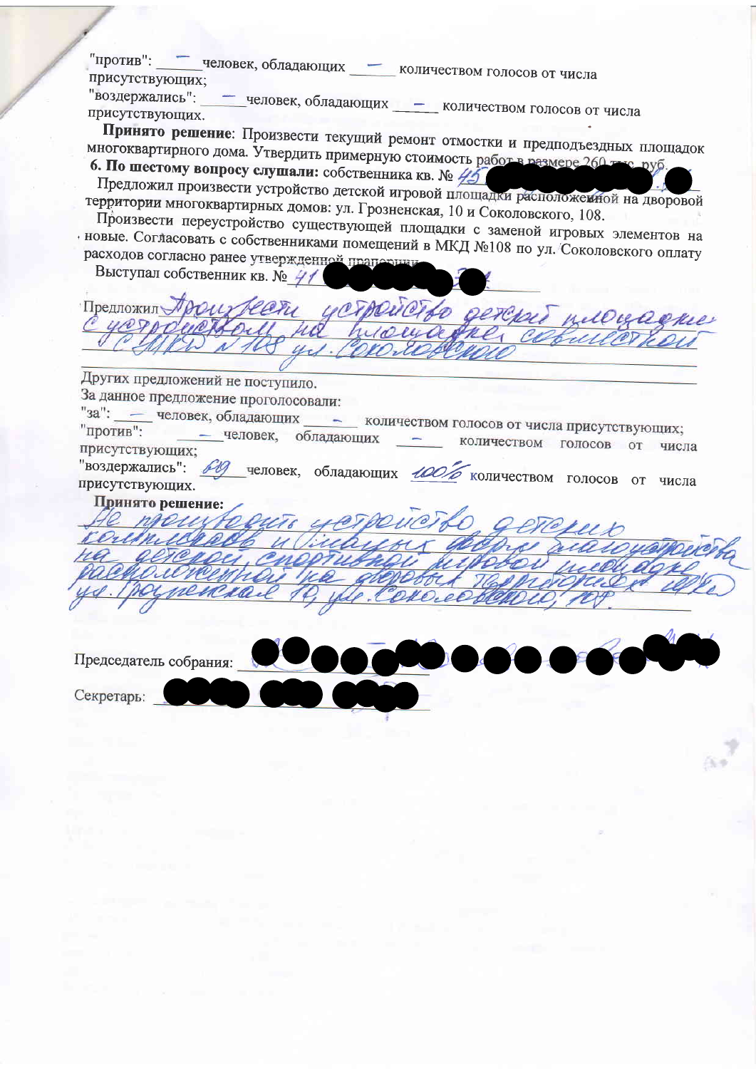"против": — человек, обладающих — количеством голосов от числа присутствующих;

"воздержались": — человек, обладающих — количеством голосов от числа присутствующих.

**Принято решение**: Произвести текущий ремонт отмостки и предподъездных площадок многоквартирного дома. Утвердить примерную стоимость работ в размере 260 тыс. руб.

**6. По шестому вопросу слушали:** собственника кв. № 45

Предложил произвести устройство детской игровой площадки расположенной на дворовой территории многоквартирных домов: ул. Грозненская, 10 и Соколовского, 108.

Произвести переустройство существующей площадки с заменой игровых элементов на новые. Согласовать с собственниками помещений в МКД №108 по ул. Соколовского оплату расходов согласно ранее утвержденной пропорции.

Выступал собственник кв. № 41

Предложил Произвести устройство детской площадки с устройством на площадке совместной с МКД № 108 ул. Соколовского

Других предложений не поступило.

За данное предложение проголосовали:

"за": — человек, обладающих — количеством голосов от числа присутствующих;

"против": — человек, обладающих — количеством голосов от числа присутствующих;

"воздержались": 69 человек, обладающих 100% количеством голосов от числа присутствующих.

**Принято решение:**

Не производить устройство детских комплексов и иных форм благоустройства на детской спортивной игровой площадке расположенной на дворовой территории МКД ул. Грозненская 10, ул. Соколовского, 108.

Председатель собрания:

Секретарь: